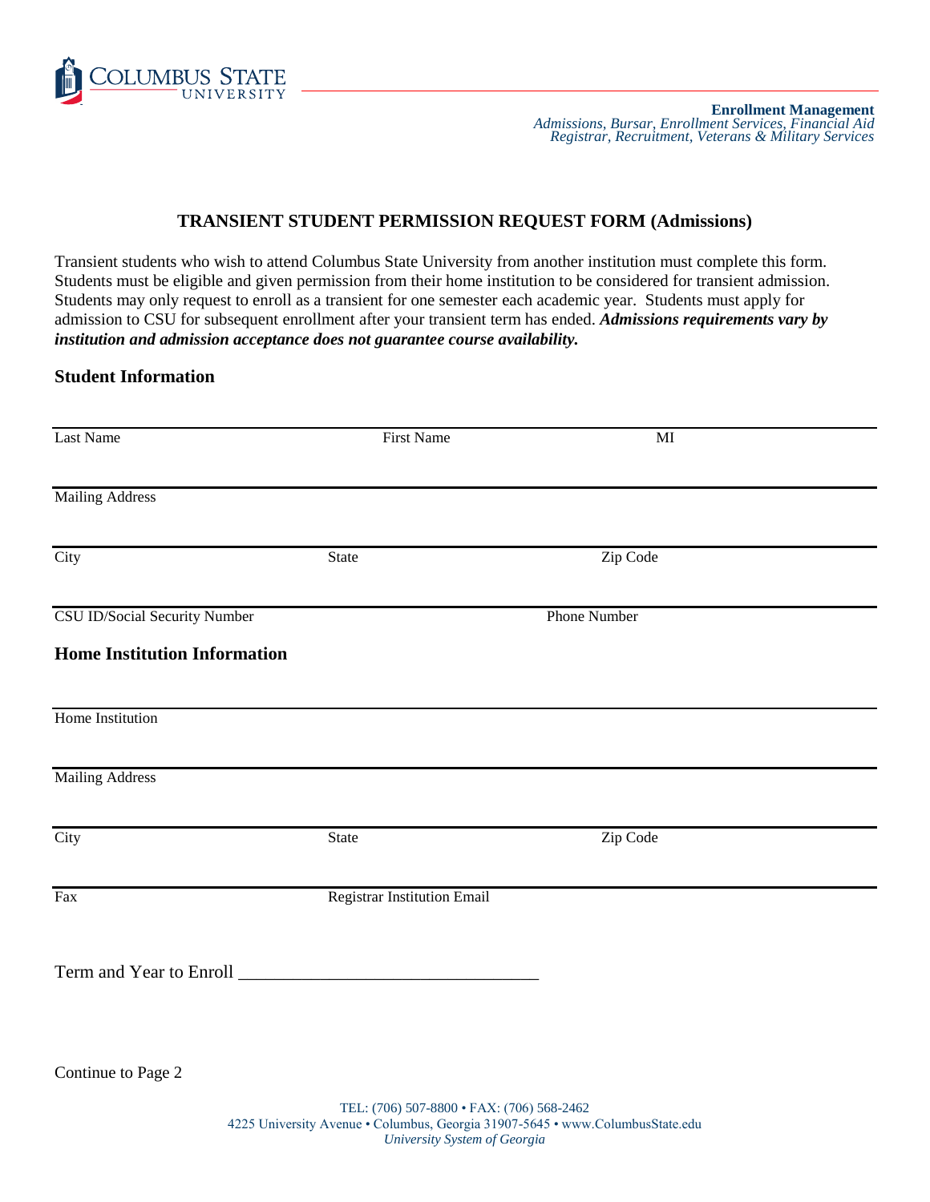Enrollment Management
*Admissions, Bursar, Enrollment Services, Financial Aid*
*Registrar, Recruitment, Veterans & Military Services*

# TRANSIENT STUDENT PERMISSION REQUEST FORM (Admissions)

Transient students who wish to attend Columbus State University from another institution must complete this form. Students must be eligible and given permission from their home institution to be considered for transient admission. Students may only request to enroll as a transient for one semester each academic year. Students must apply for admission to CSU for subsequent enrollment after your transient term has ended. ***Admissions requirements vary by institution and admission acceptance does not guarantee course availability.***

## Student Information

Last Name | First Name | MI

Mailing Address

City | State | Zip Code

CSU ID/Social Security Number | Phone Number

## Home Institution Information

Home Institution

Mailing Address

City | State | Zip Code

Fax | Registrar Institution Email

Term and Year to Enroll ________________________________

Continue to Page 2

TEL: (706) 507-8800 • FAX: (706) 568-2462
4225 University Avenue • Columbus, Georgia 31907-5645 • www.ColumbusState.edu
*University System of Georgia*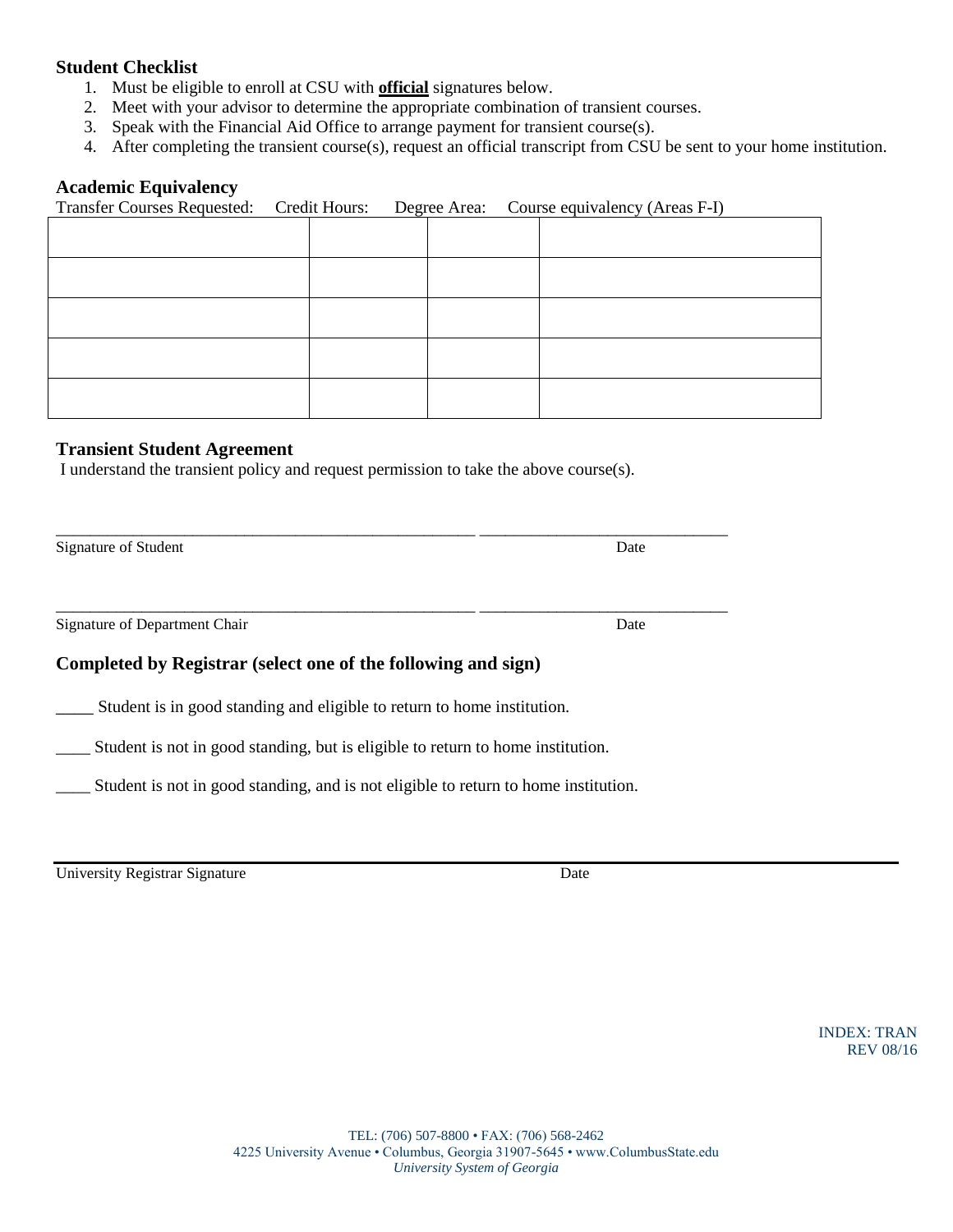### Student Checklist

1. Must be eligible to enroll at CSU with **official** signatures below.
2. Meet with your advisor to determine the appropriate combination of transient courses.
3. Speak with the Financial Aid Office to arrange payment for transient course(s).
4. After completing the transient course(s), request an official transcript from CSU be sent to your home institution.

### Academic Equivalency

| Transfer Courses Requested: | Credit Hours: | Degree Area: | Course equivalency (Areas F-I) |
|---|---|---|---|
| | | | |
| | | | |
| | | | |
| | | | |
| | | | |

### Transient Student Agreement

I understand the transient policy and request permission to take the above course(s).

_____________________________________________________ _______________________________

Signature of Student Date

_____________________________________________________ _______________________________

Signature of Department Chair Date

### Completed by Registrar (select one of the following and sign)

_____ Student is in good standing and eligible to return to home institution.

____ Student is not in good standing, but is eligible to return to home institution.

____ Student is not in good standing, and is not eligible to return to home institution.

University Registrar Signature Date

INDEX: TRAN
REV 08/16

TEL: (706) 507-8800 • FAX: (706) 568-2462
4225 University Avenue • Columbus, Georgia 31907-5645 • www.ColumbusState.edu
*University System of Georgia*